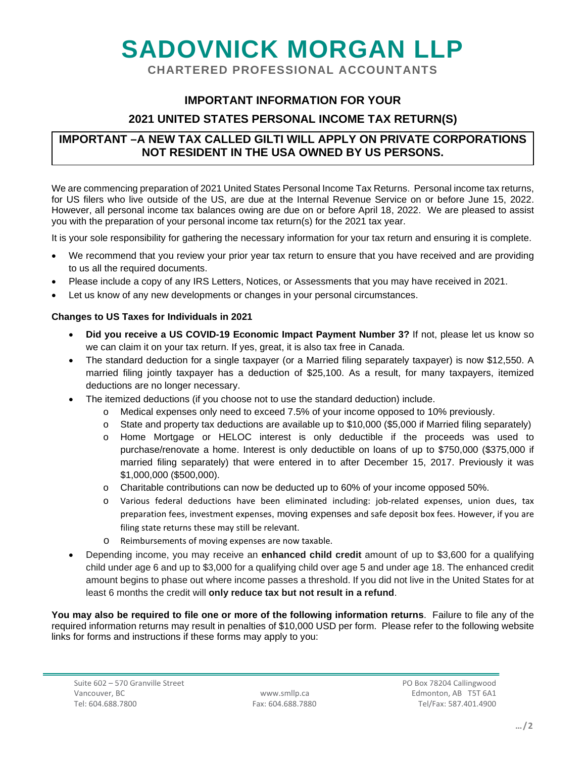# SADOVNICK MORGAN LLP

**CHARTERED PROFESSIONAL ACCOUNTANTS**

## IMPORTANT INFORMATION FOR YOUR

## 2021 UNITED STATES PERSONAL INCOME TAX RETURN(S)

**IMPORTANT –A NEW TAX CALLED GILTI WILL APPLY ON PRIVATE CORPORATIONS NOT RESIDENT IN THE USA OWNED BY US PERSONS.**

We are commencing preparation of 2021 United States Personal Income Tax Returns. Personal income tax returns, for US filers who live outside of the US, are due at the Internal Revenue Service on or before June 15, 2022. However, all personal income tax balances owing are due on or before April 18, 2022. We are pleased to assist you with the preparation of your personal income tax return(s) for the 2021 tax year.

It is your sole responsibility for gathering the necessary information for your tax return and ensuring it is complete.

- We recommend that you review your prior year tax return to ensure that you have received and are providing to us all the required documents.
- Please include a copy of any IRS Letters, Notices, or Assessments that you may have received in 2021.
- Let us know of any new developments or changes in your personal circumstances.

**Changes to US Taxes for Individuals in 2021**

- **Did you receive a US COVID-19 Economic Impact Payment Number 3?** If not, please let us know so we can claim it on your tax return. If yes, great, it is also tax free in Canada.
- The standard deduction for a single taxpayer (or a Married filing separately taxpayer) is now $12,550. A married filing jointly taxpayer has a deduction of $25,100. As a result, for many taxpayers, itemized deductions are no longer necessary.
- The itemized deductions (if you choose not to use the standard deduction) include.
  - Medical expenses only need to exceed 7.5% of your income opposed to 10% previously.
  - State and property tax deductions are available up to $10,000 ($5,000 if Married filing separately)
  - Home Mortgage or HELOC interest is only deductible if the proceeds was used to purchase/renovate a home. Interest is only deductible on loans of up to $750,000 ($375,000 if married filing separately) that were entered in to after December 15, 2017. Previously it was $1,000,000 ($500,000).
  - Charitable contributions can now be deducted up to 60% of your income opposed 50%.
  - Various federal deductions have been eliminated including: job-related expenses, union dues, tax preparation fees, investment expenses, moving expenses and safe deposit box fees. However, if you are filing state returns these may still be relevant.
  - Reimbursements of moving expenses are now taxable.
- Depending income, you may receive an **enhanced child credit** amount of up to $3,600 for a qualifying child under age 6 and up to $3,000 for a qualifying child over age 5 and under age 18. The enhanced credit amount begins to phase out where income passes a threshold. If you did not live in the United States for at least 6 months the credit will **only reduce tax but not result in a refund**.

**You may also be required to file one or more of the following information returns**. Failure to file any of the required information returns may result in penalties of $10,000 USD per form. Please refer to the following website links for forms and instructions if these forms may apply to you:

Suite 602 – 570 Granville Street
Vancouver, BC
Tel: 604.688.7800

www.smllp.ca
Fax: 604.688.7880

PO Box 78204 Callingwood
Edmonton, AB T5T 6A1
Tel/Fax: 587.401.4900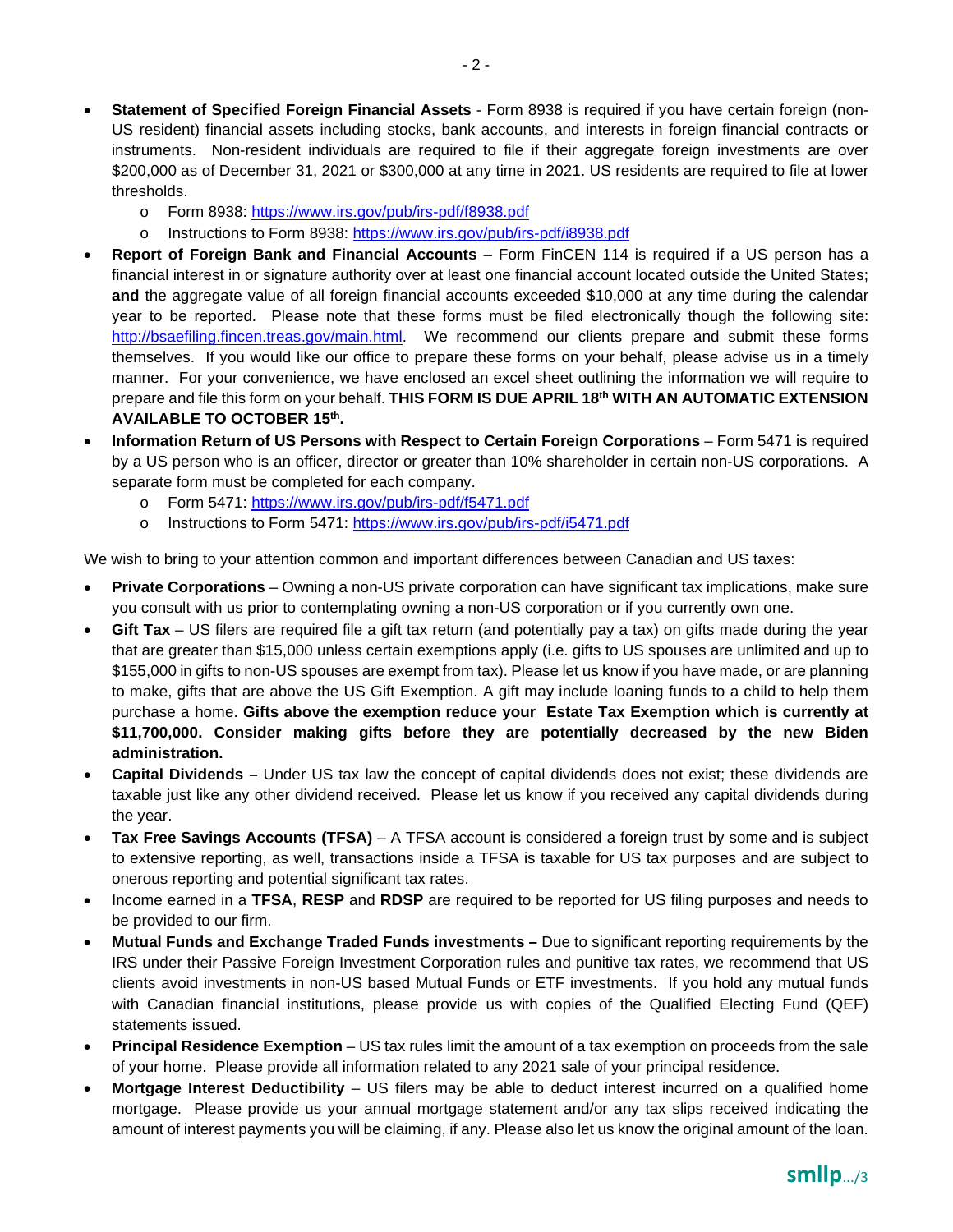- **Statement of Specified Foreign Financial Assets** - Form 8938 is required if you have certain foreign (non-US resident) financial assets including stocks, bank accounts, and interests in foreign financial contracts or instruments. Non-resident individuals are required to file if their aggregate foreign investments are over $200,000 as of December 31, 2021 or $300,000 at any time in 2021. US residents are required to file at lower thresholds.
  - Form 8938: https://www.irs.gov/pub/irs-pdf/f8938.pdf
  - Instructions to Form 8938: https://www.irs.gov/pub/irs-pdf/i8938.pdf
- **Report of Foreign Bank and Financial Accounts** – Form FinCEN 114 is required if a US person has a financial interest in or signature authority over at least one financial account located outside the United States; **and** the aggregate value of all foreign financial accounts exceeded $10,000 at any time during the calendar year to be reported. Please note that these forms must be filed electronically though the following site: http://bsaefiling.fincen.treas.gov/main.html. We recommend our clients prepare and submit these forms themselves. If you would like our office to prepare these forms on your behalf, please advise us in a timely manner. For your convenience, we have enclosed an excel sheet outlining the information we will require to prepare and file this form on your behalf. **THIS FORM IS DUE APRIL 18th WITH AN AUTOMATIC EXTENSION AVAILABLE TO OCTOBER 15th.**
- **Information Return of US Persons with Respect to Certain Foreign Corporations** – Form 5471 is required by a US person who is an officer, director or greater than 10% shareholder in certain non-US corporations. A separate form must be completed for each company.
  - Form 5471: https://www.irs.gov/pub/irs-pdf/f5471.pdf
  - Instructions to Form 5471: https://www.irs.gov/pub/irs-pdf/i5471.pdf

We wish to bring to your attention common and important differences between Canadian and US taxes:

- **Private Corporations** – Owning a non-US private corporation can have significant tax implications, make sure you consult with us prior to contemplating owning a non-US corporation or if you currently own one.
- **Gift Tax** – US filers are required file a gift tax return (and potentially pay a tax) on gifts made during the year that are greater than $15,000 unless certain exemptions apply (i.e. gifts to US spouses are unlimited and up to $155,000 in gifts to non-US spouses are exempt from tax). Please let us know if you have made, or are planning to make, gifts that are above the US Gift Exemption. A gift may include loaning funds to a child to help them purchase a home. **Gifts above the exemption reduce your Estate Tax Exemption which is currently at $11,700,000. Consider making gifts before they are potentially decreased by the new Biden administration.**
- **Capital Dividends –** Under US tax law the concept of capital dividends does not exist; these dividends are taxable just like any other dividend received. Please let us know if you received any capital dividends during the year.
- **Tax Free Savings Accounts (TFSA)** – A TFSA account is considered a foreign trust by some and is subject to extensive reporting, as well, transactions inside a TFSA is taxable for US tax purposes and are subject to onerous reporting and potential significant tax rates.
- Income earned in a **TFSA**, **RESP** and **RDSP** are required to be reported for US filing purposes and needs to be provided to our firm.
- **Mutual Funds and Exchange Traded Funds investments –** Due to significant reporting requirements by the IRS under their Passive Foreign Investment Corporation rules and punitive tax rates, we recommend that US clients avoid investments in non-US based Mutual Funds or ETF investments. If you hold any mutual funds with Canadian financial institutions, please provide us with copies of the Qualified Electing Fund (QEF) statements issued.
- **Principal Residence Exemption** – US tax rules limit the amount of a tax exemption on proceeds from the sale of your home. Please provide all information related to any 2021 sale of your principal residence.
- **Mortgage Interest Deductibility** – US filers may be able to deduct interest incurred on a qualified home mortgage. Please provide us your annual mortgage statement and/or any tax slips received indicating the amount of interest payments you will be claiming, if any. Please also let us know the original amount of the loan.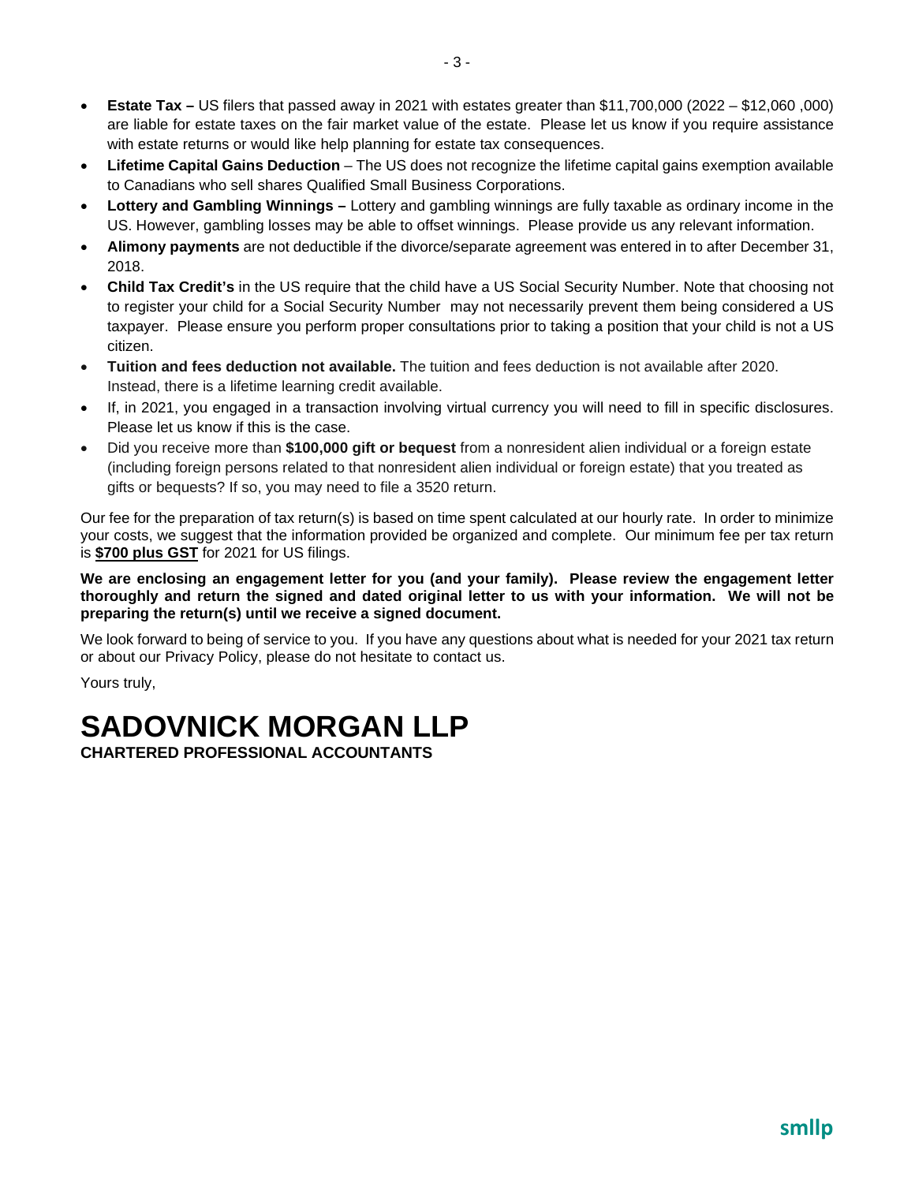- **Estate Tax –** US filers that passed away in 2021 with estates greater than $11,700,000 (2022 – $12,060 ,000) are liable for estate taxes on the fair market value of the estate. Please let us know if you require assistance with estate returns or would like help planning for estate tax consequences.
- **Lifetime Capital Gains Deduction** – The US does not recognize the lifetime capital gains exemption available to Canadians who sell shares Qualified Small Business Corporations.
- **Lottery and Gambling Winnings –** Lottery and gambling winnings are fully taxable as ordinary income in the US. However, gambling losses may be able to offset winnings. Please provide us any relevant information.
- **Alimony payments** are not deductible if the divorce/separate agreement was entered in to after December 31, 2018.
- **Child Tax Credit's** in the US require that the child have a US Social Security Number. Note that choosing not to register your child for a Social Security Number may not necessarily prevent them being considered a US taxpayer. Please ensure you perform proper consultations prior to taking a position that your child is not a US citizen.
- **Tuition and fees deduction not available.** The tuition and fees deduction is not available after 2020. Instead, there is a lifetime learning credit available.
- If, in 2021, you engaged in a transaction involving virtual currency you will need to fill in specific disclosures. Please let us know if this is the case.
- Did you receive more than **$100,000 gift or bequest** from a nonresident alien individual or a foreign estate (including foreign persons related to that nonresident alien individual or foreign estate) that you treated as gifts or bequests? If so, you may need to file a 3520 return.

Our fee for the preparation of tax return(s) is based on time spent calculated at our hourly rate. In order to minimize your costs, we suggest that the information provided be organized and complete. Our minimum fee per tax return is **$700 plus GST** for 2021 for US filings.

**We are enclosing an engagement letter for you (and your family). Please review the engagement letter thoroughly and return the signed and dated original letter to us with your information. We will not be preparing the return(s) until we receive a signed document.**

We look forward to being of service to you. If you have any questions about what is needed for your 2021 tax return or about our Privacy Policy, please do not hesitate to contact us.

Yours truly,

# SADOVNICK MORGAN LLP

**CHARTERED PROFESSIONAL ACCOUNTANTS**

smllp